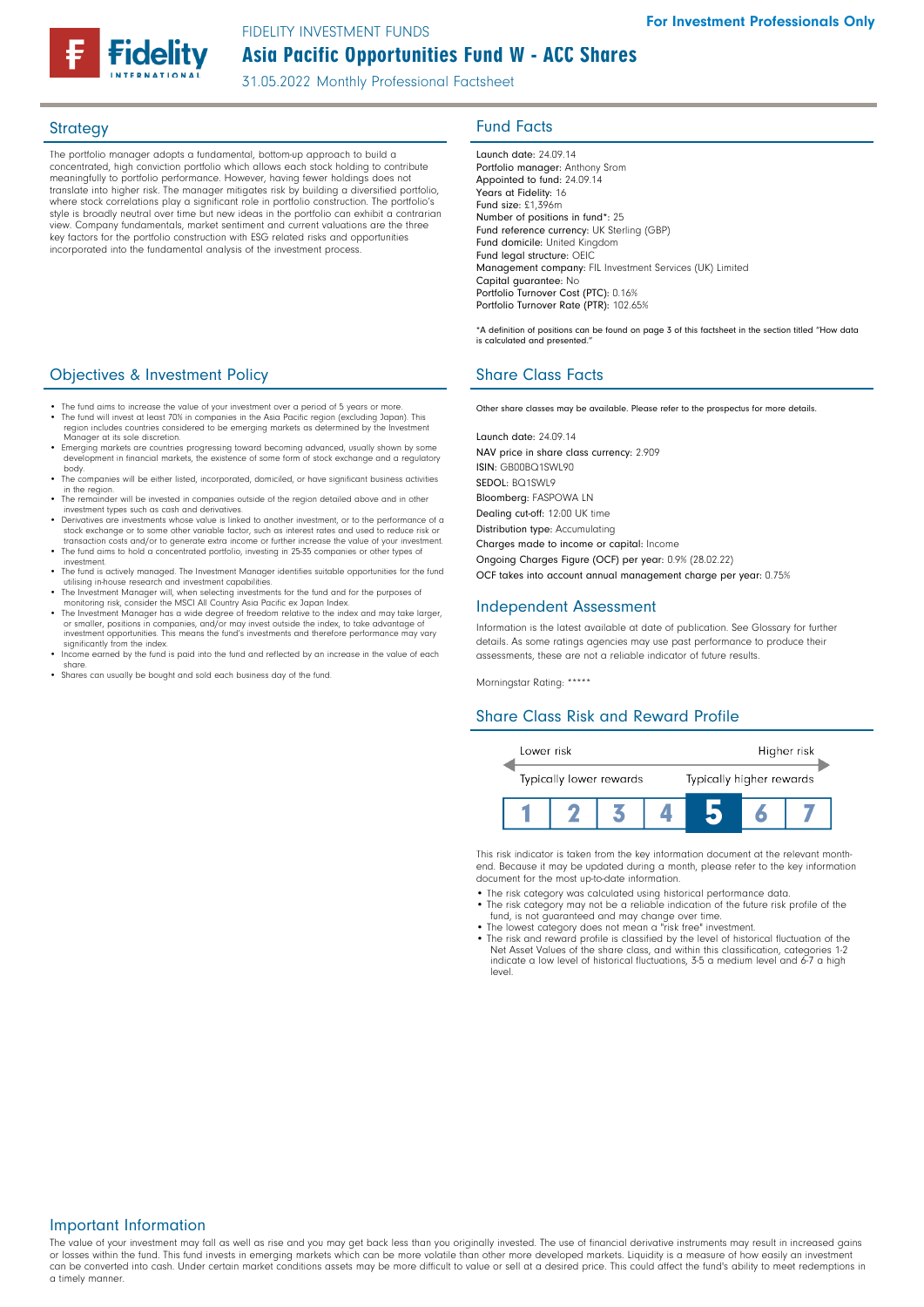For Investment Professionals Only

FIDELITY INVESTMENT FUNDS

# Asia Pacific Opportunities Fund W - ACC Shares

31.05.2022 Monthly Professional Factsheet

## Strategy

The portfolio manager adopts a fundamental, bottom-up approach to build a concentrated, high conviction portfolio which allows each stock holding to contribute meaningfully to portfolio performance. However, having fewer holdings does not translate into higher risk. The manager mitigates risk by building a diversified portfolio, where stock correlations play a significant role in portfolio construction. The portfolio's style is broadly neutral over time but new ideas in the portfolio can exhibit a contrarian view. Company fundamentals, market sentiment and current valuations are the three key factors for the portfolio construction with ESG related risks and opportunities incorporated into the fundamental analysis of the investment process.

## Objectives & Investment Policy

- The fund aims to increase the value of your investment over a period of 5 years or more.
- The fund will invest at least 70% in companies in the Asia Pacific region (excluding Japan). This region includes countries considered to be emerging markets as determined by the Investment Manager at its sole discretion.
- Emerging markets are countries progressing toward becoming advanced, usually shown by some development in financial markets, the existence of some form of stock exchange and a regulatory body.
- The companies will be either listed, incorporated, domiciled, or have significant business activities in the region.
- The remainder will be invested in companies outside of the region detailed above and in other investment types such as cash and derivatives.
- Derivatives are investments whose value is linked to another investment, or to the performance of a stock exchange or to some other variable factor, such as interest rates and used to reduce risk or transaction costs and/or to generate extra income or further increase the value of your investment.
- The fund aims to hold a concentrated portfolio, investing in 25-35 companies or other types of investment.
- The fund is actively managed. The Investment Manager identifies suitable opportunities for the fund utilising in-house research and investment capabilities.
- The Investment Manager will, when selecting investments for the fund and for the purposes of monitoring risk, consider the MSCI All Country Asia Pacific ex Japan Index.
- The Investment Manager has a wide degree of freedom relative to the index and may take larger, or smaller, positions in companies, and/or may invest outside the index, to take advantage of investment opportunities. This means the fund's investments and therefore performance may vary significantly from the index.
- Income earned by the fund is paid into the fund and reflected by an increase in the value of each share.
- Shares can usually be bought and sold each business day of the fund.

## Fund Facts

**Launch date:** 24.09.14
**Portfolio manager:** Anthony Srom
**Appointed to fund:** 24.09.14
**Years at Fidelity:** 16
**Fund size:** £1,396m
**Number of positions in fund*:** 25
**Fund reference currency:** UK Sterling (GBP)
**Fund domicile:** United Kingdom
**Fund legal structure:** OEIC
**Management company:** FIL Investment Services (UK) Limited
**Capital guarantee:** No
**Portfolio Turnover Cost (PTC):** 0.16%
**Portfolio Turnover Rate (PTR):** 102.65%

*A definition of positions can be found on page 3 of this factsheet in the section titled "How data is calculated and presented."

## Share Class Facts

Other share classes may be available. Please refer to the prospectus for more details.

**Launch date:** 24.09.14
**NAV price in share class currency:** 2.909
**ISIN:** GB00BQ1SWL90
**SEDOL:** BQ1SWL9
**Bloomberg:** FASPOWA LN
**Dealing cut-off:** 12:00 UK time
**Distribution type:** Accumulating
**Charges made to income or capital:** Income
**Ongoing Charges Figure (OCF) per year:** 0.9% (28.02.22)
**OCF takes into account annual management charge per year:** 0.75%

## Independent Assessment

Information is the latest available at date of publication. See Glossary for further details. As some ratings agencies may use past performance to produce their assessments, these are not a reliable indicator of future results.

Morningstar Rating: *****

## Share Class Risk and Reward Profile

| Lower risk | | | | | | Higher risk |
|---|---|---|---|---|---|---|
| Typically lower rewards | | | | | | Typically higher rewards |
| 1 | 2 | 3 | 4 | **5** | 6 | 7 |

This risk indicator is taken from the key information document at the relevant month-end. Because it may be updated during a month, please refer to the key information document for the most up-to-date information.

- The risk category was calculated using historical performance data.
- The risk category may not be a reliable indication of the future risk profile of the fund, is not guaranteed and may change over time.
- The lowest category does not mean a "risk free" investment.
- The risk and reward profile is classified by the level of historical fluctuation of the Net Asset Values of the share class, and within this classification, categories 1-2 indicate a low level of historical fluctuations, 3-5 a medium level and 6-7 a high level.

## Important Information

The value of your investment may fall as well as rise and you may get back less than you originally invested. The use of financial derivative instruments may result in increased gains or losses within the fund. This fund invests in emerging markets which can be more volatile than other more developed markets. Liquidity is a measure of how easily an investment can be converted into cash. Under certain market conditions assets may be more difficult to value or sell at a desired price. This could affect the fund's ability to meet redemptions in a timely manner.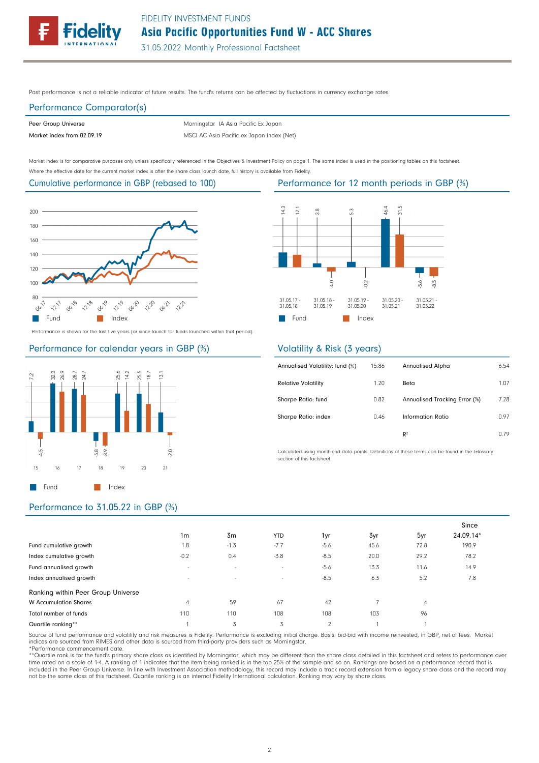Past performance is not a reliable indicator of future results. The fund's returns can be affected by fluctuations in currency exchange rates.

## Performance Comparator(s)

| | |
|---|---|
| Peer Group Universe | Morningstar IA Asia Pacific Ex Japan |
| Market index from 02.09.19 | MSCI AC Asia Pacific ex Japan Index (Net) |

Market index is for comparative purposes only unless specifically referenced in the Objectives & Investment Policy on page 1. The same index is used in the positioning tables on this factsheet.

Where the effective date for the current market index is after the share class launch date, full history is available from Fidelity.

## Cumulative performance in GBP (rebased to 100)

Performance is shown for the last five years (or since launch for funds launched within that period).

## Performance for 12 month periods in GBP (%)

| | 31.05.17 - 31.05.18 | 31.05.18 - 31.05.19 | 31.05.19 - 31.05.20 | 31.05.20 - 31.05.21 | 31.05.21 - 31.05.22 |
|---|---|---|---|---|---|
| Fund | 14.3 | 3.8 | 5.3 | 46.4 | -5.6 |
| Index | 12.1 | -4.0 | -0.2 | 31.5 | -8.5 |

## Performance for calendar years in GBP (%)

| | 15 | 16 | 17 | 18 | 19 | 20 | 21 |
|---|---|---|---|---|---|---|---|
| Fund | 7.2 | 32.3 | 28.7 | -5.8 | 25.6 | 25.5 | 13.1 |
| Index | -4.5 | 26.9 | 24.7 | -8.9 | 14.2 | 18.7 | -2.0 |

## Volatility & Risk (3 years)

| | | | |
|---|---|---|---|
| Annualised Volatility: fund (%) | 15.86 | Annualised Alpha | 6.54 |
| Relative Volatility | 1.20 | Beta | 1.07 |
| Sharpe Ratio: fund | 0.82 | Annualised Tracking Error (%) | 7.28 |
| Sharpe Ratio: index | 0.46 | Information Ratio | 0.97 |
| | | $R^2$ | 0.79 |

Calculated using month-end data points. Definitions of these terms can be found in the Glossary section of this factsheet.

## Performance to 31.05.22 in GBP (%)

| | 1m | 3m | YTD | 1yr | 3yr | 5yr | Since 24.09.14* |
|---|---|---|---|---|---|---|---|
| Fund cumulative growth | 1.8 | -1.3 | -7.7 | -5.6 | 45.6 | 72.8 | 190.9 |
| Index cumulative growth | -0.2 | 0.4 | -3.8 | -8.5 | 20.0 | 29.2 | 78.2 |
| Fund annualised growth | - | - | - | -5.6 | 13.3 | 11.6 | 14.9 |
| Index annualised growth | - | - | - | -8.5 | 6.3 | 5.2 | 7.8 |
| **Ranking within Peer Group Universe** | | | | | | | |
| W Accumulation Shares | 4 | 59 | 67 | 42 | 7 | 4 | |
| Total number of funds | 110 | 110 | 108 | 108 | 103 | 96 | |
| Quartile ranking** | 1 | 3 | 3 | 2 | 1 | 1 | |

Source of fund performance and volatility and risk measures is Fidelity. Performance is excluding initial charge. Basis: bid-bid with income reinvested, in GBP, net of fees. Market indices are sourced from RIMES and other data is sourced from third-party providers such as Morningstar.

*Performance commencement date.

**Quartile rank is for the fund's primary share class as identified by Morningstar, which may be different than the share class detailed in this factsheet and refers to performance over time rated on a scale of 1-4. A ranking of 1 indicates that the item being ranked is in the top 25% of the sample and so on. Rankings are based on a performance record that is included in the Peer Group Universe. In line with Investment Association methodology, this record may include a track record extension from a legacy share class and the record may not be the same class of this factsheet. Quartile ranking is an internal Fidelity International calculation. Ranking may vary by share class.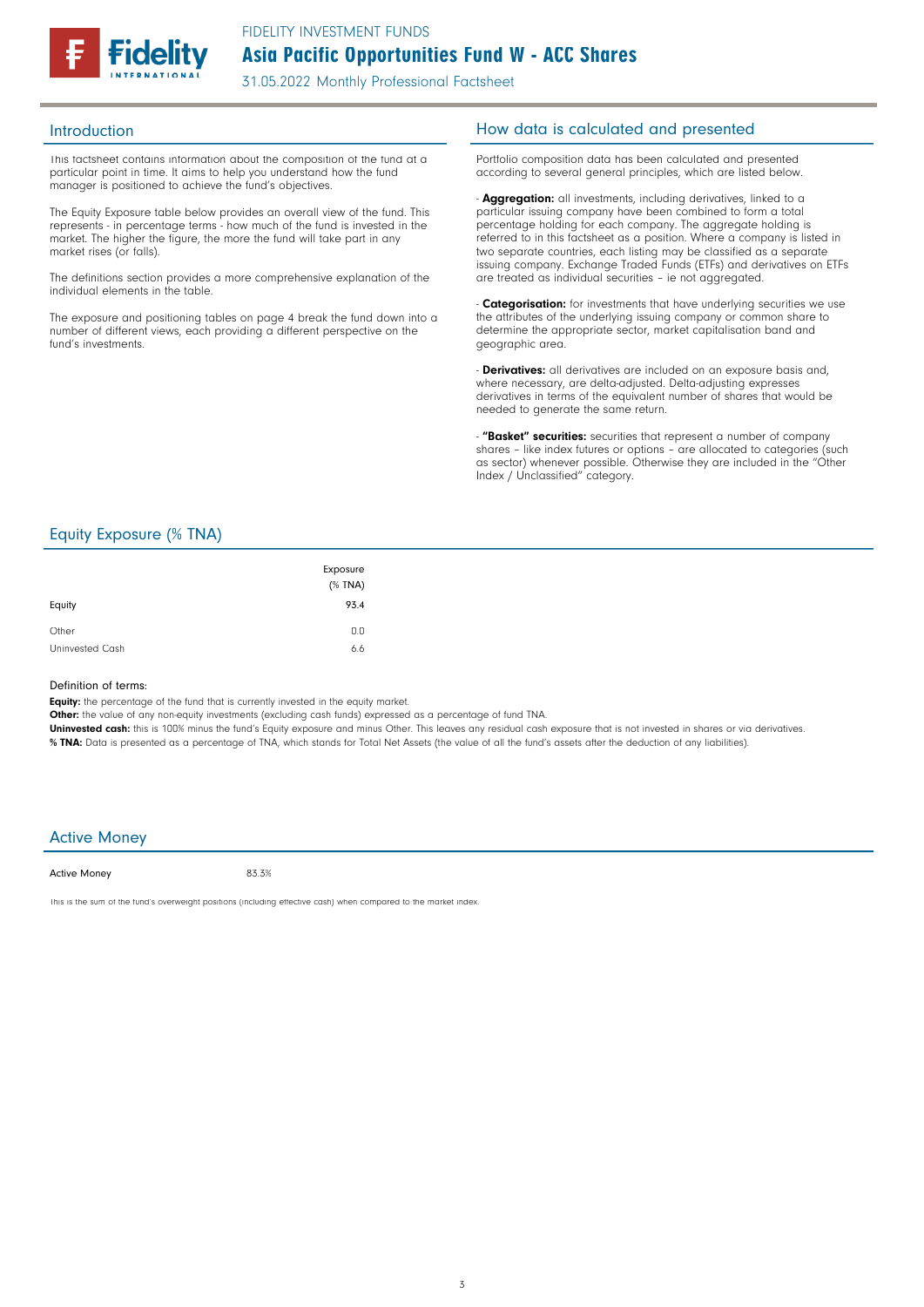# FIDELITY INVESTMENT FUNDS

## Asia Pacific Opportunities Fund W - ACC Shares

31.05.2022 Monthly Professional Factsheet

## Introduction

This factsheet contains information about the composition of the fund at a particular point in time. It aims to help you understand how the fund manager is positioned to achieve the fund's objectives.

The Equity Exposure table below provides an overall view of the fund. This represents - in percentage terms - how much of the fund is invested in the market. The higher the figure, the more the fund will take part in any market rises (or falls).

The definitions section provides a more comprehensive explanation of the individual elements in the table.

The exposure and positioning tables on page 4 break the fund down into a number of different views, each providing a different perspective on the fund's investments.

## How data is calculated and presented

Portfolio composition data has been calculated and presented according to several general principles, which are listed below.

- **Aggregation:** all investments, including derivatives, linked to a particular issuing company have been combined to form a total percentage holding for each company. The aggregate holding is referred to in this factsheet as a position. Where a company is listed in two separate countries, each listing may be classified as a separate issuing company. Exchange Traded Funds (ETFs) and derivatives on ETFs are treated as individual securities – ie not aggregated.

- **Categorisation:** for investments that have underlying securities we use the attributes of the underlying issuing company or common share to determine the appropriate sector, market capitalisation band and geographic area.

- **Derivatives:** all derivatives are included on an exposure basis and, where necessary, are delta-adjusted. Delta-adjusting expresses derivatives in terms of the equivalent number of shares that would be needed to generate the same return.

- **"Basket" securities:** securities that represent a number of company shares – like index futures or options – are allocated to categories (such as sector) whenever possible. Otherwise they are included in the "Other Index / Unclassified" category.

## Equity Exposure (% TNA)

| | Exposure (% TNA) |
|---|---|
| Equity | 93.4 |
| Other | 0.0 |
| Uninvested Cash | 6.6 |

Definition of terms:

**Equity:** the percentage of the fund that is currently invested in the equity market.

**Other:** the value of any non-equity investments (excluding cash funds) expressed as a percentage of fund TNA.

**Uninvested cash:** this is 100% minus the fund's Equity exposure and minus Other. This leaves any residual cash exposure that is not invested in shares or via derivatives.

**% TNA:** Data is presented as a percentage of TNA, which stands for Total Net Assets (the value of all the fund's assets after the deduction of any liabilities).

## Active Money

| Active Money | 83.3% |
|---|---|

This is the sum of the fund's overweight positions (including effective cash) when compared to the market index.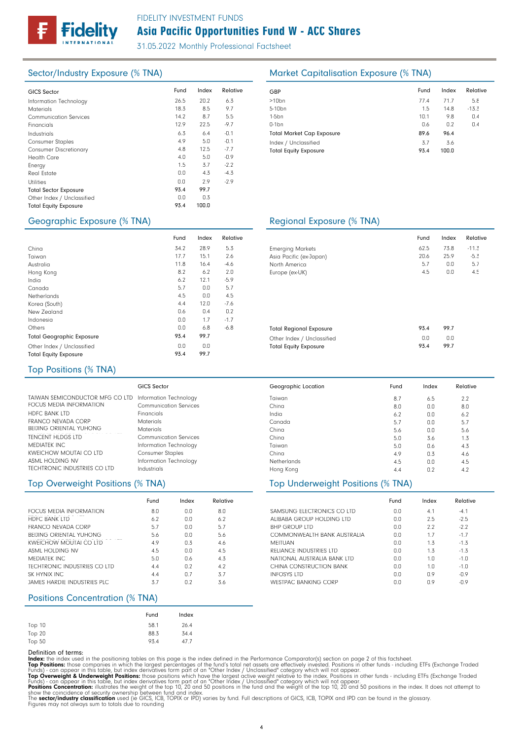FIDELITY INVESTMENT FUNDS

# Asia Pacific Opportunities Fund W - ACC Shares

31.05.2022 Monthly Professional Factsheet

## Sector/Industry Exposure (% TNA)

| GICS Sector | Fund | Index | Relative |
|---|---|---|---|
| Information Technology | 26.5 | 20.2 | 6.3 |
| Materials | 18.3 | 8.5 | 9.7 |
| Communication Services | 14.2 | 8.7 | 5.5 |
| Financials | 12.9 | 22.5 | -9.7 |
| Industrials | 6.3 | 6.4 | -0.1 |
| Consumer Staples | 4.9 | 5.0 | -0.1 |
| Consumer Discretionary | 4.8 | 12.5 | -7.7 |
| Health Care | 4.0 | 5.0 | -0.9 |
| Energy | 1.5 | 3.7 | -2.2 |
| Real Estate | 0.0 | 4.3 | -4.3 |
| Utilities | 0.0 | 2.9 | -2.9 |
| Total Sector Exposure | 93.4 | 99.7 | |
| Other Index / Unclassified | 0.0 | 0.3 | |
| Total Equity Exposure | 93.4 | 100.0 | |

## Market Capitalisation Exposure (% TNA)

| GBP | Fund | Index | Relative |
|---|---|---|---|
| >10bn | 77.4 | 71.7 | 5.8 |
| 5-10bn | 1.5 | 14.8 | -13.3 |
| 1-5bn | 10.1 | 9.8 | 0.4 |
| 0-1bn | 0.6 | 0.2 | 0.4 |
| Total Market Cap Exposure | 89.6 | 96.4 | |
| Index / Unclassified | 3.7 | 3.6 | |
| Total Equity Exposure | 93.4 | 100.0 | |

## Geographic Exposure (% TNA)

| | Fund | Index | Relative |
|---|---|---|---|
| China | 34.2 | 28.9 | 5.3 |
| Taiwan | 17.7 | 15.1 | 2.6 |
| Australia | 11.8 | 16.4 | -4.6 |
| Hong Kong | 8.2 | 6.2 | 2.0 |
| India | 6.2 | 12.1 | -5.9 |
| Canada | 5.7 | 0.0 | 5.7 |
| Netherlands | 4.5 | 0.0 | 4.5 |
| Korea (South) | 4.4 | 12.0 | -7.6 |
| New Zealand | 0.6 | 0.4 | 0.2 |
| Indonesia | 0.0 | 1.7 | -1.7 |
| Others | 0.0 | 6.8 | -6.8 |
| Total Geographic Exposure | 93.4 | 99.7 | |
| Other Index / Unclassified | 0.0 | 0.0 | |
| Total Equity Exposure | 93.4 | 99.7 | |

## Regional Exposure (% TNA)

| | Fund | Index | Relative |
|---|---|---|---|
| Emerging Markets | 62.5 | 73.8 | -11.3 |
| Asia Pacific (ex-Japan) | 20.6 | 25.9 | -5.3 |
| North America | 5.7 | 0.0 | 5.7 |
| Europe (ex-UK) | 4.5 | 0.0 | 4.5 |
| Total Regional Exposure | 93.4 | 99.7 | |
| Other Index / Unclassified | 0.0 | 0.0 | |
| Total Equity Exposure | 93.4 | 99.7 | |

## Top Positions (% TNA)

| | GICS Sector | Geographic Location | Fund | Index | Relative |
|---|---|---|---|---|---|
| TAIWAN SEMICONDUCTOR MFG CO LTD | Information Technology | Taiwan | 8.7 | 6.5 | 2.2 |
| FOCUS MEDIA INFORMATION | Communication Services | China | 8.0 | 0.0 | 8.0 |
| HDFC BANK LTD | Financials | India | 6.2 | 0.0 | 6.2 |
| FRANCO NEVADA CORP | Materials | Canada | 5.7 | 0.0 | 5.7 |
| BEIJING ORIENTAL YUHONG | Materials | China | 5.6 | 0.0 | 5.6 |
| TENCENT HLDGS LTD | Communication Services | China | 5.0 | 3.6 | 1.3 |
| MEDIATEK INC | Information Technology | Taiwan | 5.0 | 0.6 | 4.3 |
| KWEICHOW MOUTAI CO LTD | Consumer Staples | China | 4.9 | 0.3 | 4.6 |
| ASML HOLDING NV | Information Technology | Netherlands | 4.5 | 0.0 | 4.5 |
| TECHTRONIC INDUSTRIES CO LTD | Industrials | Hong Kong | 4.4 | 0.2 | 4.2 |

## Top Overweight Positions (% TNA)

| | Fund | Index | Relative |
|---|---|---|---|
| FOCUS MEDIA INFORMATION | 8.0 | 0.0 | 8.0 |
| HDFC BANK LTD | 6.2 | 0.0 | 6.2 |
| FRANCO NEVADA CORP | 5.7 | 0.0 | 5.7 |
| BEIJING ORIENTAL YUHONG | 5.6 | 0.0 | 5.6 |
| KWEICHOW MOUTAI CO LTD | 4.9 | 0.3 | 4.6 |
| ASML HOLDING NV | 4.5 | 0.0 | 4.5 |
| MEDIATEK INC | 5.0 | 0.6 | 4.3 |
| TECHTRONIC INDUSTRIES CO LTD | 4.4 | 0.2 | 4.2 |
| SK HYNIX INC | 4.4 | 0.7 | 3.7 |
| JAMES HARDIE INDUSTRIES PLC | 3.7 | 0.2 | 3.6 |

## Top Underweight Positions (% TNA)

| | Fund | Index | Relative |
|---|---|---|---|
| SAMSUNG ELECTRONICS CO LTD | 0.0 | 4.1 | -4.1 |
| ALIBABA GROUP HOLDING LTD | 0.0 | 2.5 | -2.5 |
| BHP GROUP LTD | 0.0 | 2.2 | -2.2 |
| COMMONWEALTH BANK AUSTRALIA | 0.0 | 1.7 | -1.7 |
| MEITUAN | 0.0 | 1.3 | -1.3 |
| RELIANCE INDUSTRIES LTD | 0.0 | 1.3 | -1.3 |
| NATIONAL AUSTRALIA BANK LTD | 0.0 | 1.0 | -1.0 |
| CHINA CONSTRUCTION BANK | 0.0 | 1.0 | -1.0 |
| INFOSYS LTD | 0.0 | 0.9 | -0.9 |
| WESTPAC BANKING CORP | 0.0 | 0.9 | -0.9 |

## Positions Concentration (% TNA)

| | Fund | Index |
|---|---|---|
| Top 10 | 58.1 | 26.4 |
| Top 20 | 88.3 | 34.4 |
| Top 50 | 93.4 | 47.7 |

Definition of terms:

**Index:** the index used in the positioning tables on this page is the index defined in the Performance Comparator(s) section on page 2 of this factsheet.

**Top Positions:** those companies in which the largest percentages of the fund's total net assets are effectively invested. Positions in other funds - including ETFs (Exchange Traded Funds) - can appear in this table, but index derivatives form part of an "Other Index / Unclassified" category which will not appear.

**Top Overweight & Underweight Positions:** those positions which have the largest active weight relative to the index. Positions in other funds - including ETFs (Exchange Traded Funds) - can appear in this table, but index derivatives form part of an "Other Index / Unclassified" category which will not appear.

**Positions Concentration:** illustrates the weight of the top 10, 20 and 50 positions in the fund and the weight of the top 10, 20 and 50 positions in the index. It does not attempt to show the coincidence of security ownership between fund and index.

The **sector/industry classification** used (ie GICS, ICB, TOPIX or IPD) varies by fund. Full descriptions of GICS, ICB, TOPIX and IPD can be found in the glossary.

Figures may not always sum to totals due to rounding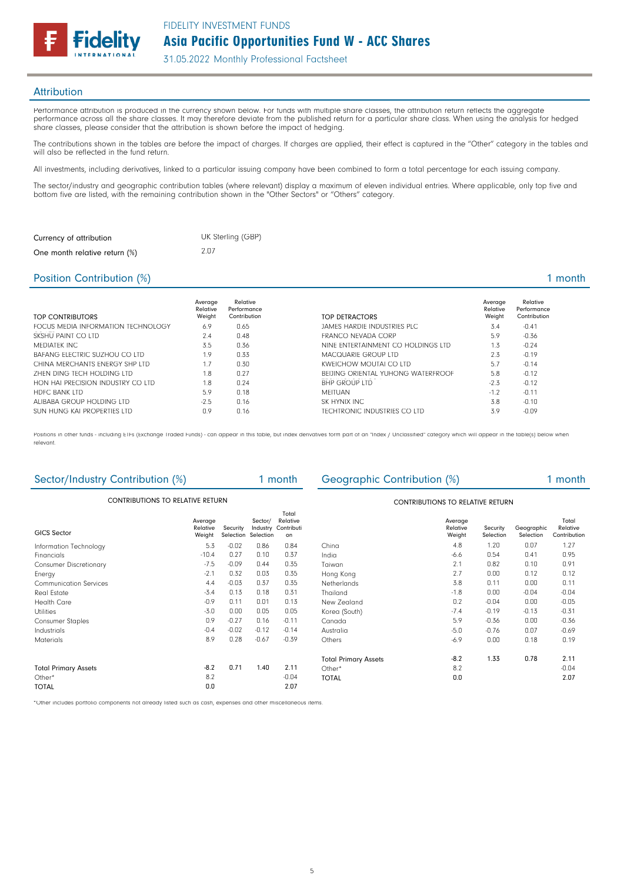## Attribution

Performance attribution is produced in the currency shown below. For funds with multiple share classes, the attribution return reflects the aggregate performance across all the share classes. It may therefore deviate from the published return for a particular share class. When using the analysis for hedged share classes, please consider that the attribution is shown before the impact of hedging.

The contributions shown in the tables are before the impact of charges. If charges are applied, their effect is captured in the "Other" category in the tables and will also be reflected in the fund return.

All investments, including derivatives, linked to a particular issuing company have been combined to form a total percentage for each issuing company.

The sector/industry and geographic contribution tables (where relevant) display a maximum of eleven individual entries. Where applicable, only top five and bottom five are listed, with the remaining contribution shown in the "Other Sectors" or "Others" category.

| | |
|---|---|
| Currency of attribution | UK Sterling (GBP) |
| One month relative return (%) | 2.07 |

## Position Contribution (%) — 1 month

| TOP CONTRIBUTORS | Average Relative Weight | Relative Performance Contribution |
|---|---|---|
| FOCUS MEDIA INFORMATION TECHNOLOGY | 6.9 | 0.65 |
| SKSHU PAINT CO LTD | 2.4 | 0.48 |
| MEDIATEK INC | 3.5 | 0.36 |
| BAFANG ELECTRIC SUZHOU CO LTD | 1.9 | 0.33 |
| CHINA MERCHANTS ENERGY SHP LTD | 1.7 | 0.30 |
| ZHEN DING TECH HOLDING LTD | 1.8 | 0.27 |
| HON HAI PRECISION INDUSTRY CO LTD | 1.8 | 0.24 |
| HDFC BANK LTD | 5.9 | 0.18 |
| ALIBABA GROUP HOLDING LTD | -2.5 | 0.16 |
| SUN HUNG KAI PROPERTIES LTD | 0.9 | 0.16 |

| TOP DETRACTORS | Average Relative Weight | Relative Performance Contribution |
|---|---|---|
| JAMES HARDIE INDUSTRIES PLC | 3.4 | -0.41 |
| FRANCO NEVADA CORP | 5.9 | -0.36 |
| NINE ENTERTAINMENT CO HOLDINGS LTD | 1.3 | -0.24 |
| MACQUARIE GROUP LTD | 2.3 | -0.19 |
| KWEICHOW MOUTAI CO LTD | 5.7 | -0.14 |
| BEIJING ORIENTAL YUHONG WATERFROOF | 5.8 | -0.12 |
| BHP GROUP LTD | -2.3 | -0.12 |
| MEITUAN | -1.2 | -0.11 |
| SK HYNIX INC | 3.8 | -0.10 |
| TECHTRONIC INDUSTRIES CO LTD | 3.9 | -0.09 |

Positions in other funds - including ETFs (Exchange Traded Funds) - can appear in this table, but index derivatives form part of an "Index / Unclassified" category which will appear in the table(s) below when relevant.

## Sector/Industry Contribution (%) — 1 month

CONTRIBUTIONS TO RELATIVE RETURN

| GICS Sector | Average Relative Weight | Security Selection | Sector/ Industry Selection | Total Relative Contribution |
|---|---|---|---|---|
| Information Technology | 5.3 | -0.02 | 0.86 | 0.84 |
| Financials | -10.4 | 0.27 | 0.10 | 0.37 |
| Consumer Discretionary | -7.5 | -0.09 | 0.44 | 0.35 |
| Energy | -2.1 | 0.32 | 0.03 | 0.35 |
| Communication Services | 4.4 | -0.03 | 0.37 | 0.35 |
| Real Estate | -3.4 | 0.13 | 0.18 | 0.31 |
| Health Care | -0.9 | 0.11 | 0.01 | 0.13 |
| Utilities | -3.0 | 0.00 | 0.05 | 0.05 |
| Consumer Staples | 0.9 | -0.27 | 0.16 | -0.11 |
| Industrials | -0.4 | -0.02 | -0.12 | -0.14 |
| Materials | 8.9 | 0.28 | -0.67 | -0.39 |
| Total Primary Assets | -8.2 | 0.71 | 1.40 | 2.11 |
| Other* | 8.2 | | | -0.04 |
| TOTAL | 0.0 | | | 2.07 |

## Geographic Contribution (%) — 1 month

CONTRIBUTIONS TO RELATIVE RETURN

| | Average Relative Weight | Security Selection | Geographic Selection | Total Relative Contribution |
|---|---|---|---|---|
| China | 4.8 | 1.20 | 0.07 | 1.27 |
| India | -6.6 | 0.54 | 0.41 | 0.95 |
| Taiwan | 2.1 | 0.82 | 0.10 | 0.91 |
| Hong Kong | 2.7 | 0.00 | 0.12 | 0.12 |
| Netherlands | 3.8 | 0.11 | 0.00 | 0.11 |
| Thailand | -1.8 | 0.00 | -0.04 | -0.04 |
| New Zealand | 0.2 | -0.04 | 0.00 | -0.05 |
| Korea (South) | -7.4 | -0.19 | -0.13 | -0.31 |
| Canada | 5.9 | -0.36 | 0.00 | -0.36 |
| Australia | -5.0 | -0.76 | 0.07 | -0.69 |
| Others | -6.9 | 0.00 | 0.18 | 0.19 |
| Total Primary Assets | -8.2 | 1.33 | 0.78 | 2.11 |
| Other* | 8.2 | | | -0.04 |
| TOTAL | 0.0 | | | 2.07 |

*Other includes portfolio components not already listed such as cash, expenses and other miscellaneous items.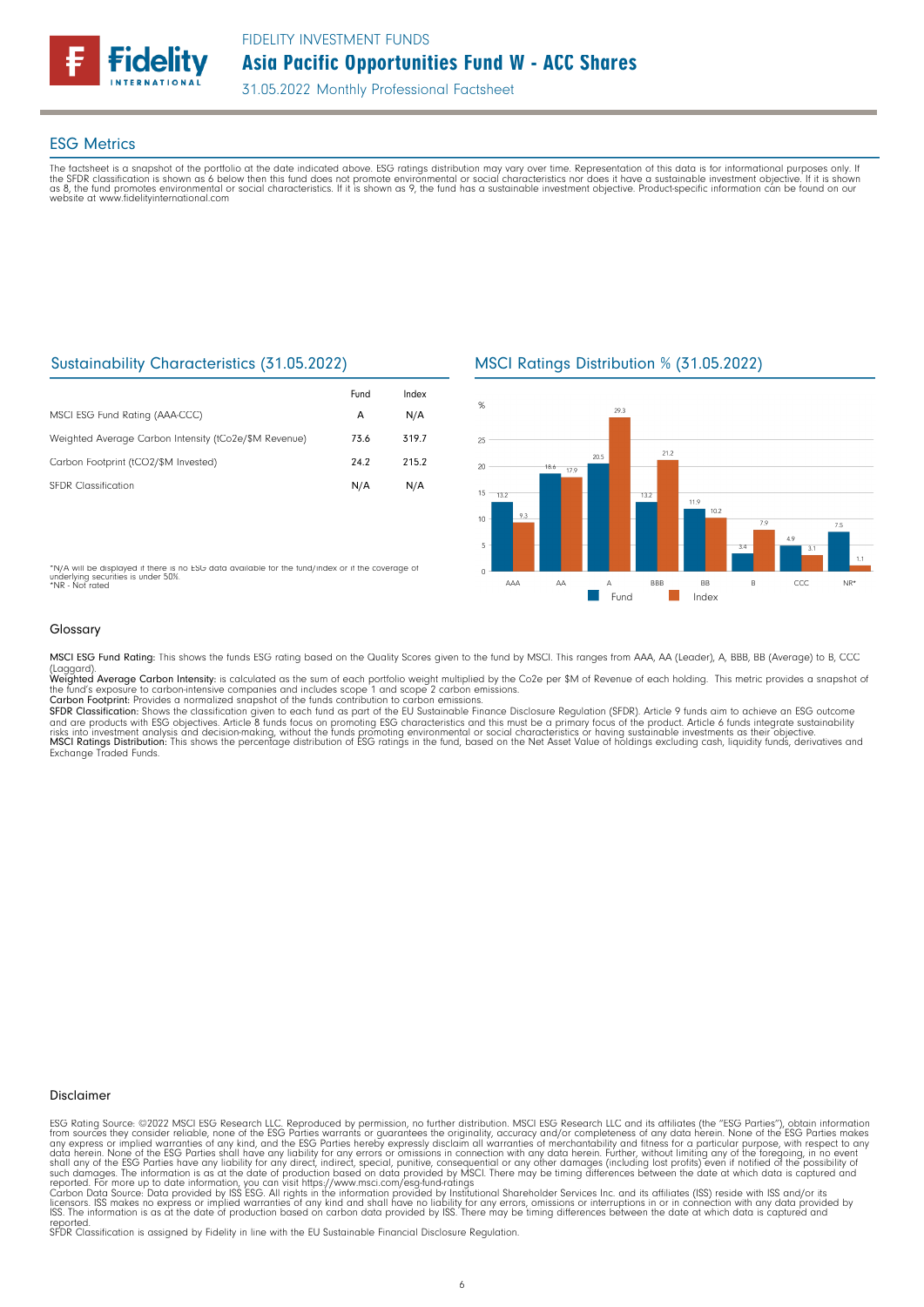# FIDELITY INVESTMENT FUNDS

## Asia Pacific Opportunities Fund W - ACC Shares

31.05.2022 Monthly Professional Factsheet

## ESG Metrics

The factsheet is a snapshot of the portfolio at the date indicated above. ESG ratings distribution may vary over time. Representation of this data is for informational purposes only. If the SFDR classification is shown as 6 below then this fund does not promote environmental or social characteristics nor does it have a sustainable investment objective. If it is shown as 8, the fund promotes environmental or social characteristics. If it is shown as 9, the fund has a sustainable investment objective. Product-specific information can be found on our website at www.fidelityinternational.com

### Sustainability Characteristics (31.05.2022)

| | Fund | Index |
|---|---|---|
| MSCI ESG Fund Rating (AAA-CCC) | A | N/A |
| Weighted Average Carbon Intensity (tCo2e/$M Revenue) | 73.6 | 319.7 |
| Carbon Footprint (tCO2/$M Invested) | 24.2 | 215.2 |
| SFDR Classification | N/A | N/A |

*N/A will be displayed if there is no ESG data available for the fund/index or if the coverage of underlying securities is under 50%.
*NR - Not rated

### MSCI Ratings Distribution % (31.05.2022)

| Rating | Fund | Index |
|---|---|---|
| AAA | 13.2 | 9.3 |
| AA | 18.6 | 17.9 |
| A | 20.5 | 29.3 |
| BBB | 13.2 | 21.2 |
| BB | 11.9 | 10.2 |
| B | 3.4 | 7.9 |
| CCC | 4.9 | 3.1 |
| NR* | 7.5 | 1.1 |

### Glossary

**MSCI ESG Fund Rating:** This shows the funds ESG rating based on the Quality Scores given to the fund by MSCI. This ranges from AAA, AA (Leader), A, BBB, BB (Average) to B, CCC (Laggard).
**Weighted Average Carbon Intensity:** is calculated as the sum of each portfolio weight multiplied by the Co2e per $M of Revenue of each holding. This metric provides a snapshot of the fund's exposure to carbon-intensive companies and includes scope 1 and scope 2 carbon emissions.
**Carbon Footprint:** Provides a normalized snapshot of the funds contribution to carbon emissions.
**SFDR Classification:** Shows the classification given to each fund as part of the EU Sustainable Finance Disclosure Regulation (SFDR). Article 9 funds aim to achieve an ESG outcome and are products with ESG objectives. Article 8 funds focus on promoting ESG characteristics and this must be a primary focus of the product. Article 6 funds integrate sustainability risks into investment analysis and decision-making, without the funds promoting environmental or social characteristics or having sustainable investments as their objective.
**MSCI Ratings Distribution:** This shows the percentage distribution of ESG ratings in the fund, based on the Net Asset Value of holdings excluding cash, liquidity funds, derivatives and Exchange Traded Funds.

### Disclaimer

ESG Rating Source: ©2022 MSCI ESG Research LLC. Reproduced by permission, no further distribution. MSCI ESG Research LLC and its affiliates (the "ESG Parties"), obtain information from sources they consider reliable, none of the ESG Parties warrants or guarantees the originality, accuracy and/or completeness of any data herein. None of the ESG Parties makes any express or implied warranties of any kind, and the ESG Parties hereby expressly disclaim all warranties of merchantability and fitness for a particular purpose, with respect to any data herein. None of the ESG Parties shall have any liability for any errors or omissions in connection with any data herein. Further, without limiting any of the foregoing, in no event shall any of the ESG Parties have any liability for any direct, indirect, special, punitive, consequential or any other damages (including lost profits) even if notified of the possibility of such damages. The information is as at the date of production based on data provided by MSCI. There may be timing differences between the date at which data is captured and reported. For more up to date information, you can visit https://www.msci.com/esg-fund-ratings
Carbon Data Source: Data provided by ISS ESG. All rights in the information provided by Institutional Shareholder Services Inc. and its affiliates (ISS) reside with ISS and/or its licensors. ISS makes no express or implied warranties of any kind and shall have no liability for any errors, omissions or interruptions in or in connection with any data provided by ISS. The information is as at the date of production based on carbon data provided by ISS. There may be timing differences between the date at which data is captured and reported.
SFDR Classification is assigned by Fidelity in line with the EU Sustainable Financial Disclosure Regulation.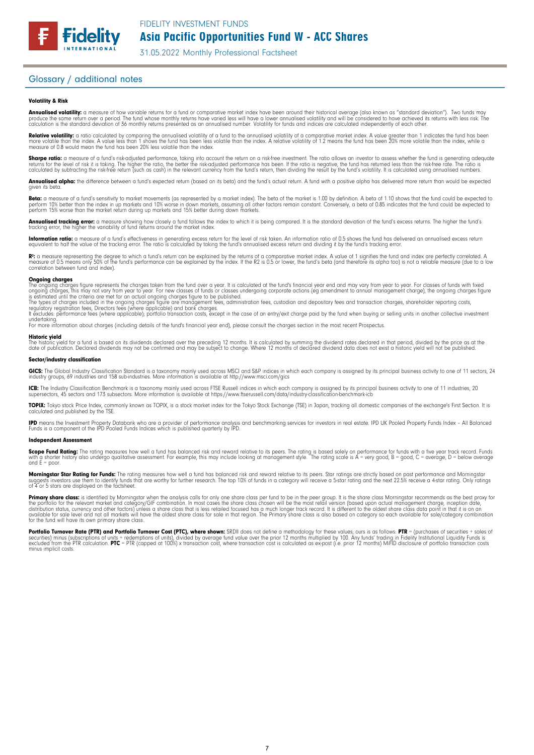## Glossary / additional notes

#### Volatility & Risk

**Annualised volatility:** a measure of how variable returns for a fund or comparative market index have been around their historical average (also known as "standard deviation"). Two funds may produce the same return over a period. The fund whose monthly returns have varied less will have a lower annualised volatility and will be considered to have achieved its returns with less risk. The calculation is the standard deviation of 36 monthly returns presented as an annualised number. Volatility for funds and indices are calculated independently of each other.

**Relative volatility:** a ratio calculated by comparing the annualised volatility of a fund to the annualised volatility of a comparative market index. A value greater than 1 indicates the fund has been more volatile than the index. A value less than 1 shows the fund has been less volatile than the index. A relative volatility of 1.2 means the fund has been 20% more volatile than the index, while a measure of 0.8 would mean the fund has been 20% less volatile than the index.

**Sharpe ratio:** a measure of a fund's risk-adjusted performance, taking into account the return on a risk-free investment. The ratio allows an investor to assess whether the fund is generating adequate returns for the level of risk it is taking. The higher the ratio, the better the risk-adjusted performance has been. If the ratio is negative, the fund has returned less than the risk-free rate. The ratio is calculated by subtracting the risk-free return (such as cash) in the relevant currency from the fund's return, then dividing the result by the fund's volatility. It is calculated using annualised numbers.

**Annualised alpha:** the difference between a fund's expected return (based on its beta) and the fund's actual return. A fund with a positive alpha has delivered more return than would be expected given its beta.

**Beta:** a measure of a fund's sensitivity to market movements (as represented by a market index). The beta of the market is 1.00 by definition. A beta of 1.10 shows that the fund could be expected to perform 10% better than the index in up markets and 10% worse in down markets, assuming all other factors remain constant. Conversely, a beta of 0.85 indicates that the fund could be expected to perform 15% worse than the market return during up markets and 15% better during down markets.

**Annualised tracking error:** a measure showing how closely a fund follows the index to which it is being compared. It is the standard deviation of the fund's excess returns. The higher the fund's tracking error, the higher the variability of fund returns around the market index.

**Information ratio:** a measure of a fund's effectiveness in generating excess return for the level of risk taken. An information ratio of 0.5 shows the fund has delivered an annualised excess return equivalent to half the value of the tracking error. The ratio is calculated by taking the fund's annualised excess return and dividing it by the fund's tracking error.

**$R^2$:** a measure representing the degree to which a fund's return can be explained by the returns of a comparative market index. A value of 1 signifies the fund and index are perfectly correlated. A measure of 0.5 means only 50% of the fund's performance can be explained by the index. If the R2 is 0.5 or lower, the fund's beta (and therefore its alpha too) is not a reliable measure (due to a low correlation between fund and index).

#### Ongoing charges

The ongoing charges figure represents the charges taken from the fund over a year. It is calculated at the fund's financial year end and may vary from year to year. For classes of funds with fixed ongoing charges, this may not vary from year to year. For new classes of funds or classes undergoing corporate actions (eg amendment to annual management charge), the ongoing charges figure is estimated until the criteria are met for an actual ongoing charges figure to be published.
The types of charges included in the ongoing charges figure are management fees, administration fees, custodian and depositary fees and transaction charges, shareholder reporting costs, regulatory registration fees, Directors fees (where applicable) and bank charges.
It excludes: performance fees (where applicable); portfolio transaction costs, except in the case of an entry/exit charge paid by the fund when buying or selling units in another collective investment undertaking.
For more information about charges (including details of the fund's financial year end), please consult the charges section in the most recent Prospectus.

#### Historic yield

The historic yield for a fund is based on its dividends declared over the preceding 12 months. It is calculated by summing the dividend rates declared in that period, divided by the price as at the date of publication. Declared dividends may not be confirmed and may be subject to change. Where 12 months of declared dividend data does not exist a historic yield will not be published.

#### Sector/industry classification

**GICS:** The Global Industry Classification Standard is a taxonomy mainly used across MSCI and S&P indices in which each company is assigned by its principal business activity to one of 11 sectors, 24 industry groups, 69 industries and 158 sub-industries. More information is available at http://www.msci.com/gics

**ICB:** The Industry Classification Benchmark is a taxonomy mainly used across FTSE Russell indices in which each company is assigned by its principal business activity to one of 11 industries, 20 supersectors, 45 sectors and 173 subsectors. More information is available at https://www.ftserussell.com/data/industry-classification-benchmark-icb

**TOPIX:** Tokyo stock Price Index, commonly known as TOPIX, is a stock market index for the Tokyo Stock Exchange (TSE) in Japan, tracking all domestic companies of the exchange's First Section. It is calculated and published by the TSE.

**IPD** means the Investment Property Databank who are a provider of performance analysis and benchmarking services for investors in real estate. IPD UK Pooled Property Funds Index – All Balanced Funds is a component of the IPD Pooled Funds Indices which is published quarterly by IPD.

#### Independent Assessment

**Scope Fund Rating:** The rating measures how well a fund has balanced risk and reward relative to its peers. The rating is based solely on performance for funds with a five year track record. Funds with a shorter history also undergo qualitative assessment. For example, this may include looking at management style. The rating scale is A = very good, B = good, C = average, D = below average and E = poor.

**Morningstar Star Rating for Funds:** The rating measures how well a fund has balanced risk and reward relative to its peers. Star ratings are strictly based on past performance and Morningstar suggests investors use them to identify funds that are worthy for further research. The top 10% of funds in a category will receive a 5-star rating and the next 22.5% receive a 4-star rating. Only ratings of 4 or 5 stars are displayed on the factsheet.

**Primary share class:** is identified by Morningstar when the analysis calls for only one share class per fund to be in the peer group. It is the share class Morningstar recommends as the best proxy for the portfolio for the relevant market and category/GIF combination. In most cases the share class chosen will be the most retail version (based upon actual management charge, inception date, distribution status, currency and other factors) unless a share class that is less retailed focused has a much longer track record. It is different to the oldest share class data point in that it is on an available for sale level and not all markets will have the oldest share class for sale in that region. The Primary share class is also based on category so each available for sale/category combination for the fund will have its own primary share class.

**Portfolio Turnover Rate (PTR) and Portfolio Turnover Cost (PTC), where shown:** SRDII does not define a methodology for these values; ours is as follows: **PTR** = (purchases of securities + sales of securities) minus (subscriptions of units + redemptions of units), divided by average fund value over the prior 12 months multiplied by 100. Any funds' trading in Fidelity Institutional Liquidity Funds is excluded from the PTR calculation. **PTC** = PTR (capped at 100%) x transaction cost, where transaction cost is calculated as ex-post (i.e. prior 12 months) MiFID disclosure of portfolio transaction costs minus implicit costs.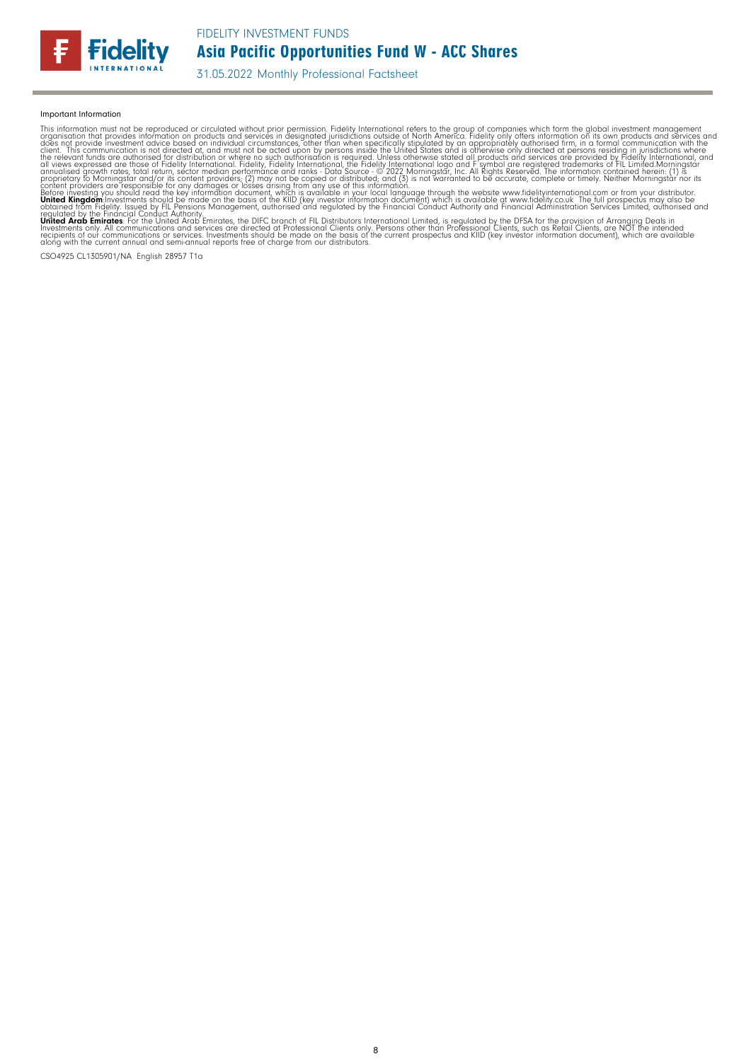#### Important Information

This information must not be reproduced or circulated without prior permission. Fidelity International refers to the group of companies which form the global investment management organisation that provides information on products and services in designated jurisdictions outside of North America. Fidelity only offers information on its own products and services and does not provide investment advice based on individual circumstances, other than when specifically stipulated by an appropriately authorised firm, in a formal communication with the client. This communication is not directed at, and must not be acted upon by persons inside the United States and is otherwise only directed at persons residing in jurisdictions where the relevant funds are authorised for distribution or where no such authorisation is required. Unless otherwise stated all products and services are provided by Fidelity International, and all views expressed are those of Fidelity International. Fidelity, Fidelity International, the Fidelity International logo and F symbol are registered trademarks of FIL Limited.Morningstar annualised growth rates, total return, sector median performance and ranks - Data Source - © 2022 Morningstar, Inc. All Rights Reserved. The information contained herein: (1) is proprietary to Morningstar and/or its content providers; (2) may not be copied or distributed; and (3) is not warranted to be accurate, complete or timely. Neither Morningstar nor its content providers are responsible for any damages or losses arising from any use of this information.
Before investing you should read the key information document, which is available in your local language through the website www.fidelityinternational.com or from your distributor.
**United Kingdom**:Investments should be made on the basis of the KIID (key investor information document) which is available at www.fidelity.co.uk The full prospectus may also be obtained from Fidelity. Issued by FIL Pensions Management, authorised and regulated by the Financial Conduct Authority and Financial Administration Services Limited, authorised and regulated by the Financial Conduct Authority.
**United Arab Emirates**: For the United Arab Emirates, the DIFC branch of FIL Distributors International Limited, is regulated by the DFSA for the provision of Arranging Deals in Investments only. All communications and services are directed at Professional Clients only. Persons other than Professional Clients, such as Retail Clients, are NOT the intended recipients of our communications or services. Investments should be made on the basis of the current prospectus and KIID (key investor information document), which are available along with the current annual and semi-annual reports free of charge from our distributors.

CSO4925 CL1305901/NA English 28957 T1a